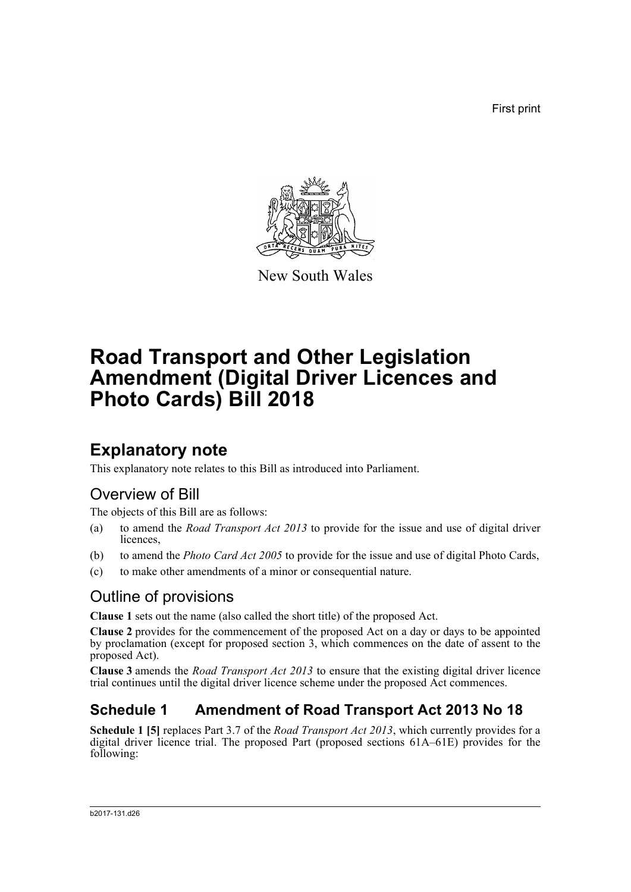First print

New South Wales

# Road Transport and Other Legislation Amendment (Digital Driver Licences and Photo Cards) Bill 2018

## Explanatory note

This explanatory note relates to this Bill as introduced into Parliament.

### Overview of Bill

The objects of this Bill are as follows:

(a) to amend the *Road Transport Act 2013* to provide for the issue and use of digital driver licences,

(b) to amend the *Photo Card Act 2005* to provide for the issue and use of digital Photo Cards,

(c) to make other amendments of a minor or consequential nature.

### Outline of provisions

**Clause 1** sets out the name (also called the short title) of the proposed Act.

**Clause 2** provides for the commencement of the proposed Act on a day or days to be appointed by proclamation (except for proposed section 3, which commences on the date of assent to the proposed Act).

**Clause 3** amends the *Road Transport Act 2013* to ensure that the existing digital driver licence trial continues until the digital driver licence scheme under the proposed Act commences.

## Schedule 1 Amendment of Road Transport Act 2013 No 18

**Schedule 1 [5]** replaces Part 3.7 of the *Road Transport Act 2013*, which currently provides for a digital driver licence trial. The proposed Part (proposed sections 61A–61E) provides for the following:

b2017-131.d26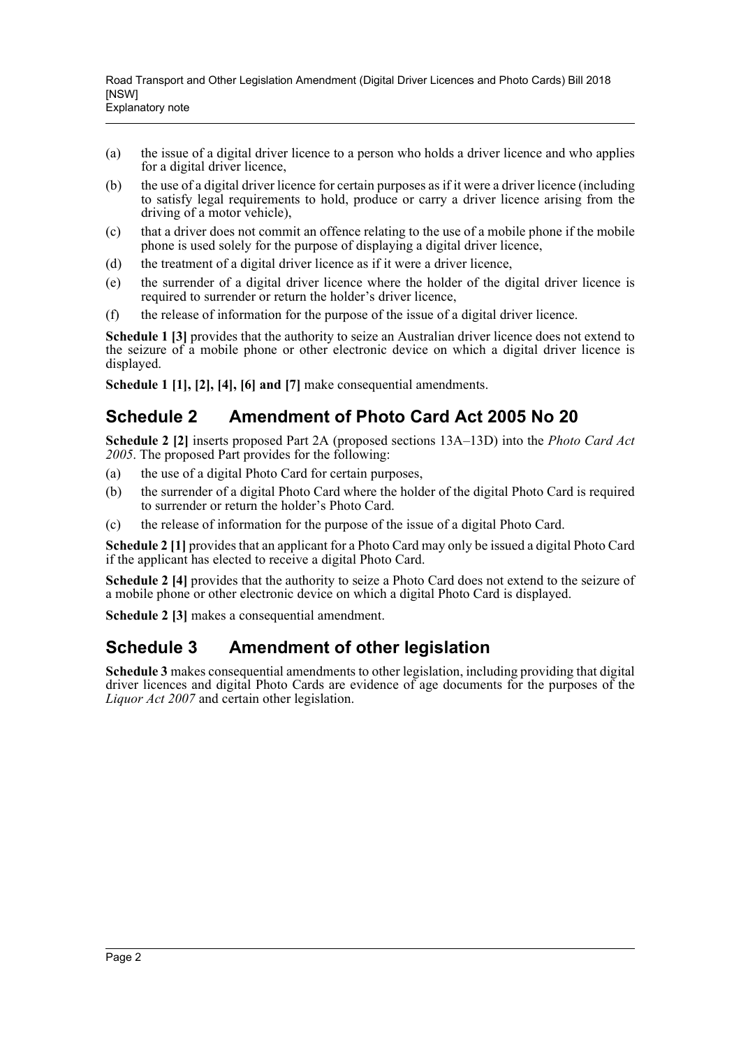(a) the issue of a digital driver licence to a person who holds a driver licence and who applies for a digital driver licence,

(b) the use of a digital driver licence for certain purposes as if it were a driver licence (including to satisfy legal requirements to hold, produce or carry a driver licence arising from the driving of a motor vehicle),

(c) that a driver does not commit an offence relating to the use of a mobile phone if the mobile phone is used solely for the purpose of displaying a digital driver licence,

(d) the treatment of a digital driver licence as if it were a driver licence,

(e) the surrender of a digital driver licence where the holder of the digital driver licence is required to surrender or return the holder's driver licence,

(f) the release of information for the purpose of the issue of a digital driver licence.

**Schedule 1 [3]** provides that the authority to seize an Australian driver licence does not extend to the seizure of a mobile phone or other electronic device on which a digital driver licence is displayed.

**Schedule 1 [1], [2], [4], [6] and [7]** make consequential amendments.

## Schedule 2 Amendment of Photo Card Act 2005 No 20

**Schedule 2 [2]** inserts proposed Part 2A (proposed sections 13A–13D) into the *Photo Card Act 2005*. The proposed Part provides for the following:

(a) the use of a digital Photo Card for certain purposes,

(b) the surrender of a digital Photo Card where the holder of the digital Photo Card is required to surrender or return the holder's Photo Card.

(c) the release of information for the purpose of the issue of a digital Photo Card.

**Schedule 2 [1]** provides that an applicant for a Photo Card may only be issued a digital Photo Card if the applicant has elected to receive a digital Photo Card.

**Schedule 2 [4]** provides that the authority to seize a Photo Card does not extend to the seizure of a mobile phone or other electronic device on which a digital Photo Card is displayed.

**Schedule 2 [3]** makes a consequential amendment.

## Schedule 3 Amendment of other legislation

**Schedule 3** makes consequential amendments to other legislation, including providing that digital driver licences and digital Photo Cards are evidence of age documents for the purposes of the *Liquor Act 2007* and certain other legislation.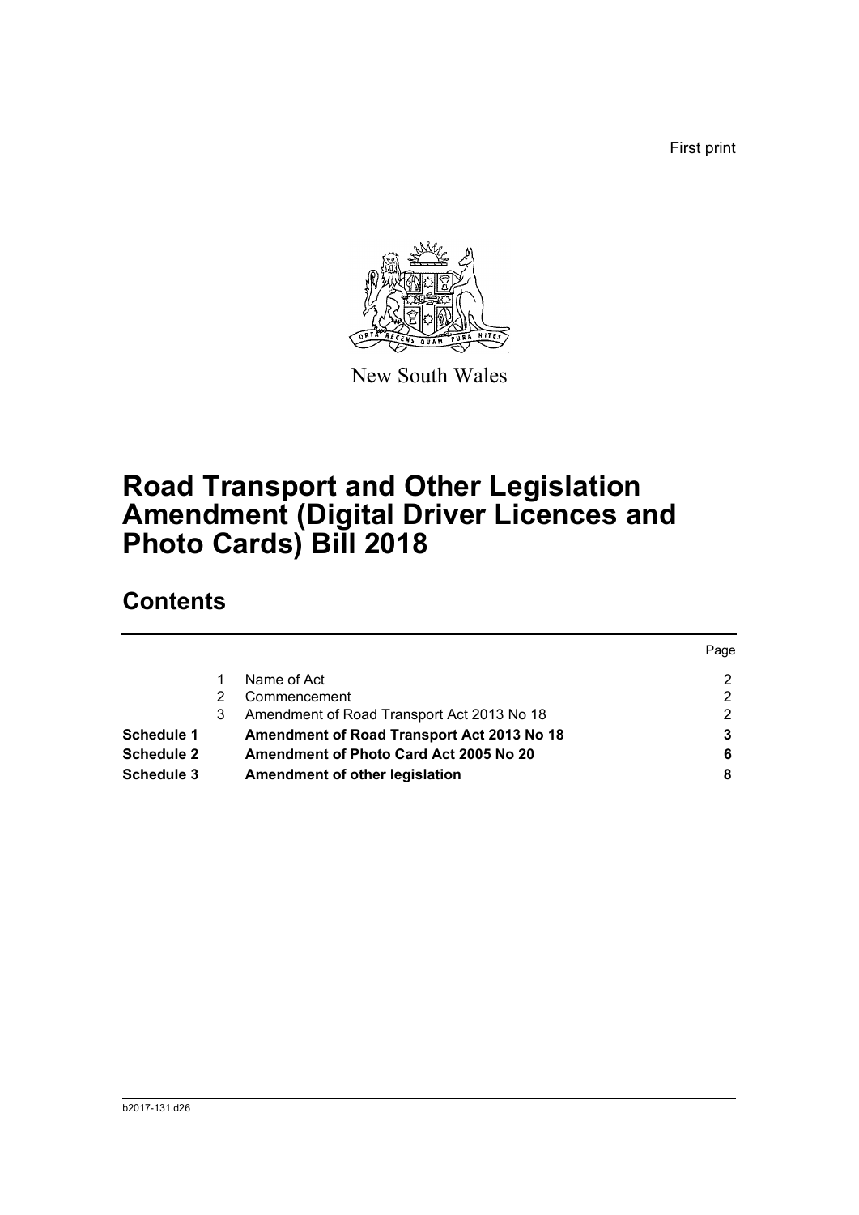First print

New South Wales

# Road Transport and Other Legislation Amendment (Digital Driver Licences and Photo Cards) Bill 2018

## Contents

| | | | Page |
|---|---|---|---|
| | 1 | Name of Act | 2 |
| | 2 | Commencement | 2 |
| | 3 | Amendment of Road Transport Act 2013 No 18 | 2 |
| **Schedule 1** | | **Amendment of Road Transport Act 2013 No 18** | **3** |
| **Schedule 2** | | **Amendment of Photo Card Act 2005 No 20** | **6** |
| **Schedule 3** | | **Amendment of other legislation** | **8** |

b2017-131.d26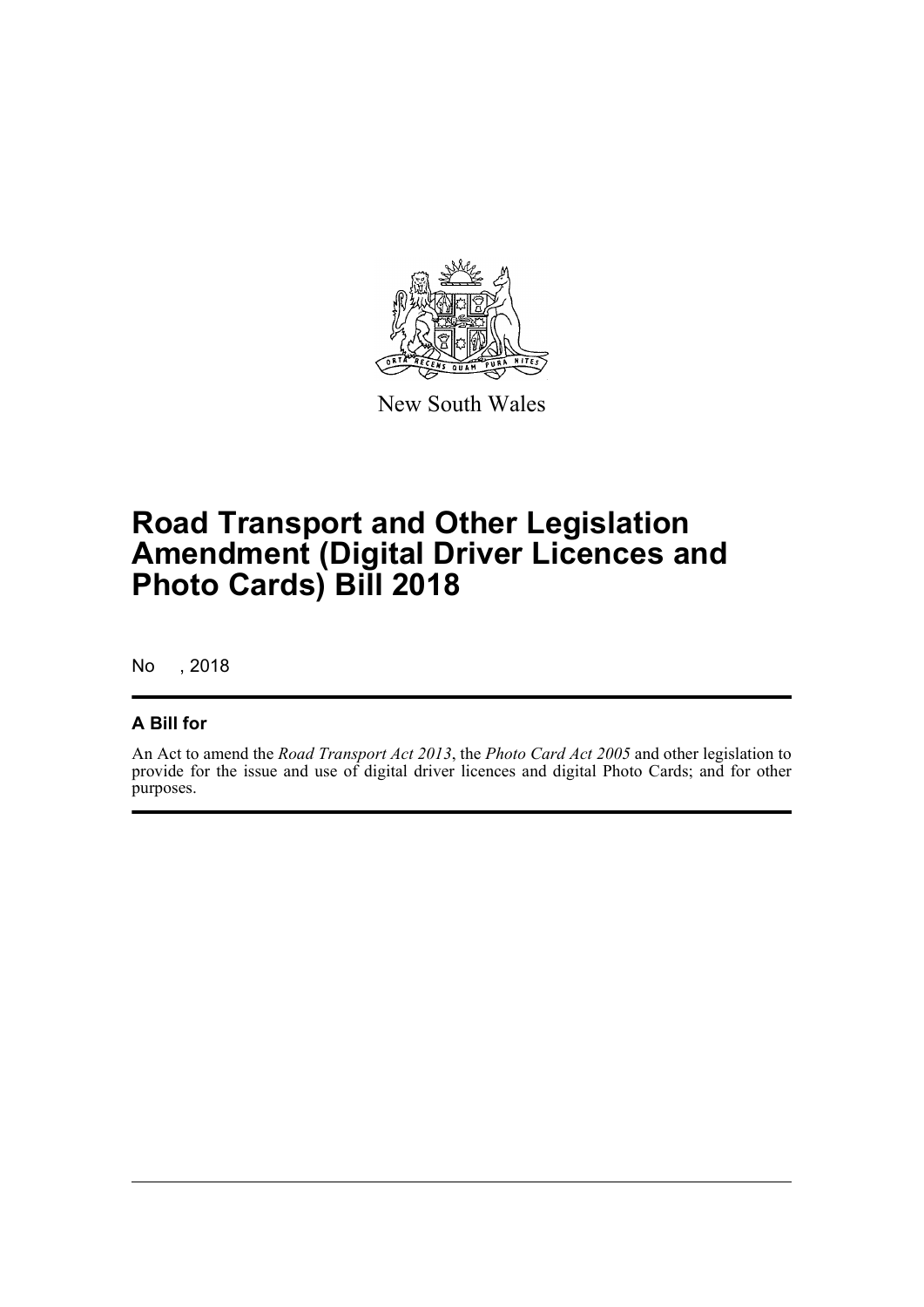New South Wales

# Road Transport and Other Legislation Amendment (Digital Driver Licences and Photo Cards) Bill 2018

No , 2018

## A Bill for

An Act to amend the *Road Transport Act 2013*, the *Photo Card Act 2005* and other legislation to provide for the issue and use of digital driver licences and digital Photo Cards; and for other purposes.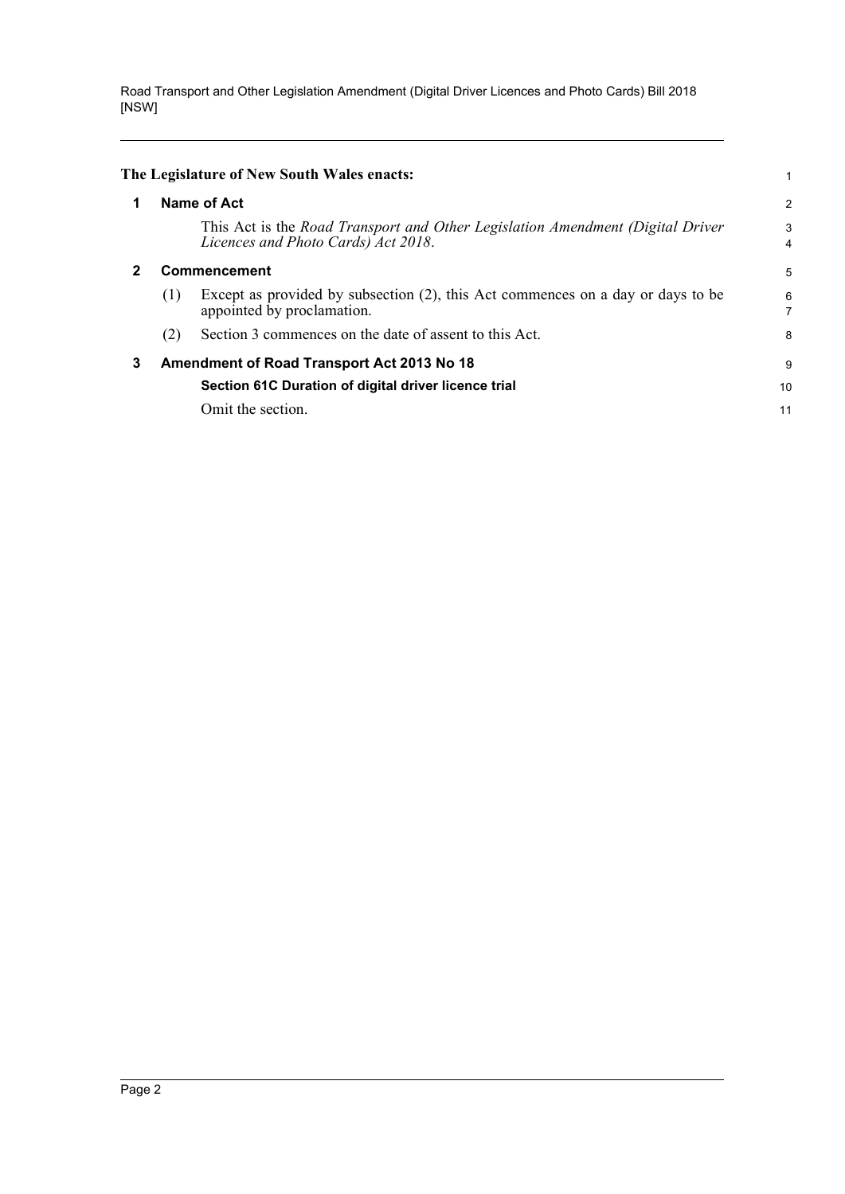**The Legislature of New South Wales enacts:**

### 1 Name of Act

This Act is the *Road Transport and Other Legislation Amendment (Digital Driver Licences and Photo Cards) Act 2018*.

### 2 Commencement

(1) Except as provided by subsection (2), this Act commences on a day or days to be appointed by proclamation.

(2) Section 3 commences on the date of assent to this Act.

### 3 Amendment of Road Transport Act 2013 No 18

**Section 61C Duration of digital driver licence trial**

Omit the section.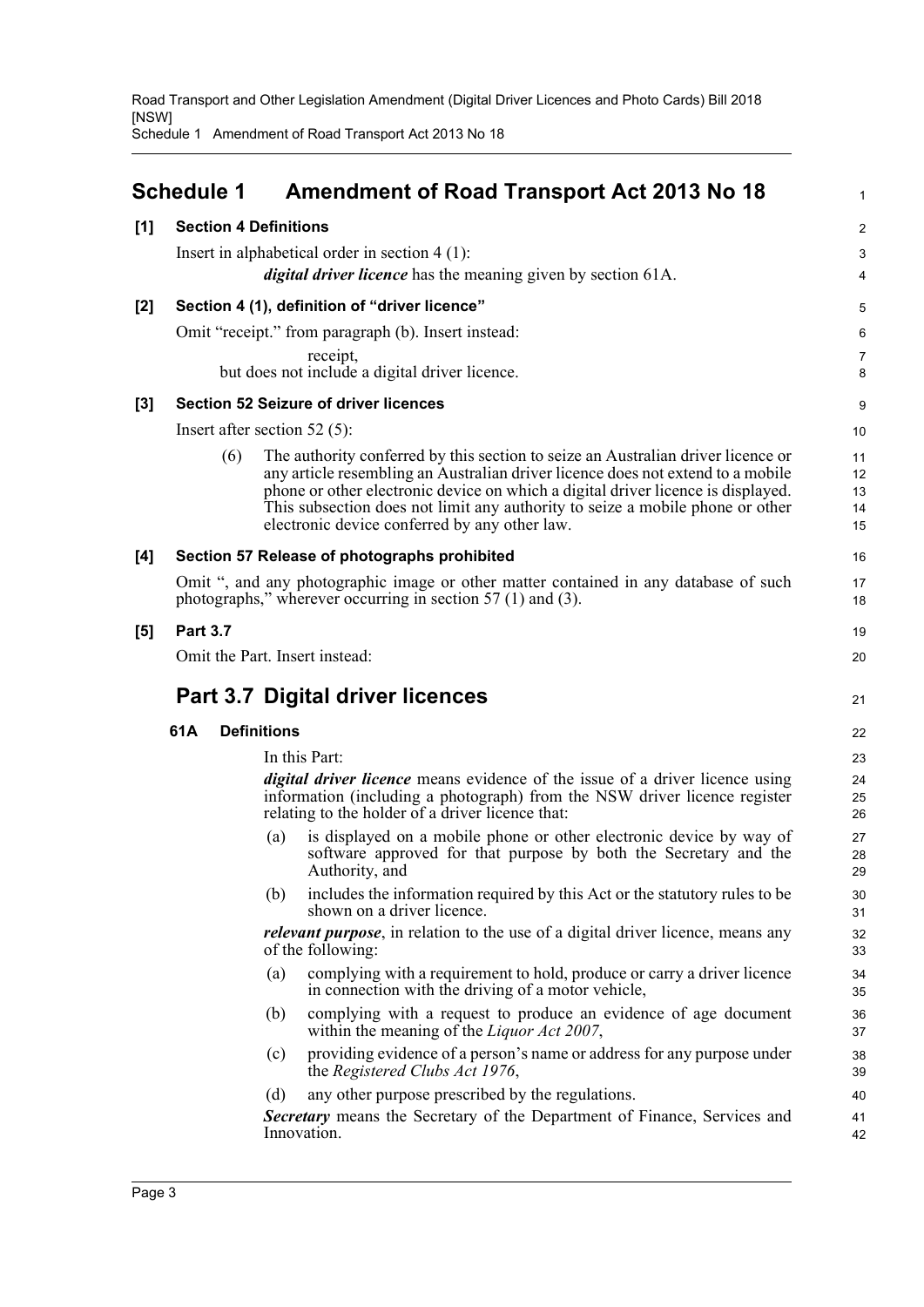## Schedule 1 Amendment of Road Transport Act 2013 No 18

**[1] Section 4 Definitions**

Insert in alphabetical order in section 4 (1):

> ***digital driver licence*** has the meaning given by section 61A.

**[2] Section 4 (1), definition of "driver licence"**

Omit "receipt." from paragraph (b). Insert instead:

> receipt,
>
> but does not include a digital driver licence.

**[3] Section 52 Seizure of driver licences**

Insert after section 52 (5):

> (6) The authority conferred by this section to seize an Australian driver licence or any article resembling an Australian driver licence does not extend to a mobile phone or other electronic device on which a digital driver licence is displayed. This subsection does not limit any authority to seize a mobile phone or other electronic device conferred by any other law.

**[4] Section 57 Release of photographs prohibited**

Omit ", and any photographic image or other matter contained in any database of such photographs," wherever occurring in section 57 (1) and (3).

**[5] Part 3.7**

Omit the Part. Insert instead:

### Part 3.7 Digital driver licences

#### 61A Definitions

In this Part:

***digital driver licence*** means evidence of the issue of a driver licence using information (including a photograph) from the NSW driver licence register relating to the holder of a driver licence that:

(a) is displayed on a mobile phone or other electronic device by way of software approved for that purpose by both the Secretary and the Authority, and

(b) includes the information required by this Act or the statutory rules to be shown on a driver licence.

***relevant purpose***, in relation to the use of a digital driver licence, means any of the following:

(a) complying with a requirement to hold, produce or carry a driver licence in connection with the driving of a motor vehicle,

(b) complying with a request to produce an evidence of age document within the meaning of the *Liquor Act 2007*,

(c) providing evidence of a person's name or address for any purpose under the *Registered Clubs Act 1976*,

(d) any other purpose prescribed by the regulations.

***Secretary*** means the Secretary of the Department of Finance, Services and Innovation.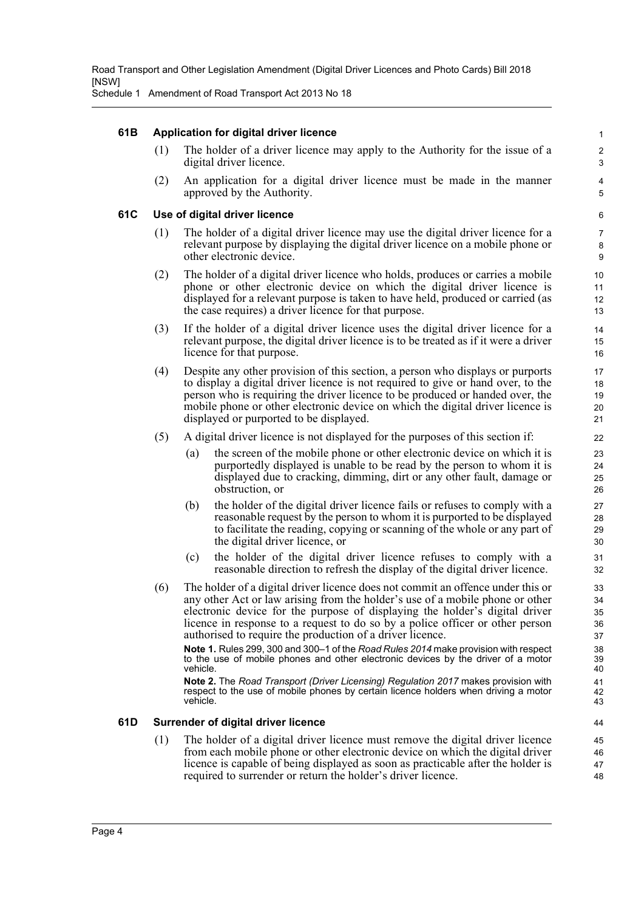### 61B Application for digital driver licence

(1) The holder of a driver licence may apply to the Authority for the issue of a digital driver licence.

(2) An application for a digital driver licence must be made in the manner approved by the Authority.

### 61C Use of digital driver licence

(1) The holder of a digital driver licence may use the digital driver licence for a relevant purpose by displaying the digital driver licence on a mobile phone or other electronic device.

(2) The holder of a digital driver licence who holds, produces or carries a mobile phone or other electronic device on which the digital driver licence is displayed for a relevant purpose is taken to have held, produced or carried (as the case requires) a driver licence for that purpose.

(3) If the holder of a digital driver licence uses the digital driver licence for a relevant purpose, the digital driver licence is to be treated as if it were a driver licence for that purpose.

(4) Despite any other provision of this section, a person who displays or purports to display a digital driver licence is not required to give or hand over, to the person who is requiring the driver licence to be produced or handed over, the mobile phone or other electronic device on which the digital driver licence is displayed or purported to be displayed.

(5) A digital driver licence is not displayed for the purposes of this section if:

(a) the screen of the mobile phone or other electronic device on which it is purportedly displayed is unable to be read by the person to whom it is displayed due to cracking, dimming, dirt or any other fault, damage or obstruction, or

(b) the holder of the digital driver licence fails or refuses to comply with a reasonable request by the person to whom it is purported to be displayed to facilitate the reading, copying or scanning of the whole or any part of the digital driver licence, or

(c) the holder of the digital driver licence refuses to comply with a reasonable direction to refresh the display of the digital driver licence.

(6) The holder of a digital driver licence does not commit an offence under this or any other Act or law arising from the holder's use of a mobile phone or other electronic device for the purpose of displaying the holder's digital driver licence in response to a request to do so by a police officer or other person authorised to require the production of a driver licence.

**Note 1.** Rules 299, 300 and 300–1 of the *Road Rules 2014* make provision with respect to the use of mobile phones and other electronic devices by the driver of a motor vehicle.

**Note 2.** The *Road Transport (Driver Licensing) Regulation 2017* makes provision with respect to the use of mobile phones by certain licence holders when driving a motor vehicle.

### 61D Surrender of digital driver licence

(1) The holder of a digital driver licence must remove the digital driver licence from each mobile phone or other electronic device on which the digital driver licence is capable of being displayed as soon as practicable after the holder is required to surrender or return the holder's driver licence.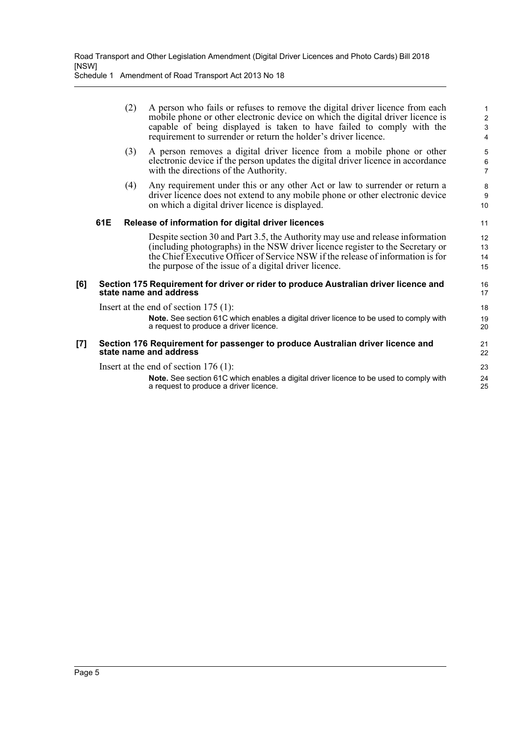(2) A person who fails or refuses to remove the digital driver licence from each mobile phone or other electronic device on which the digital driver licence is capable of being displayed is taken to have failed to comply with the requirement to surrender or return the holder's driver licence.

(3) A person removes a digital driver licence from a mobile phone or other electronic device if the person updates the digital driver licence in accordance with the directions of the Authority.

(4) Any requirement under this or any other Act or law to surrender or return a driver licence does not extend to any mobile phone or other electronic device on which a digital driver licence is displayed.

**61E Release of information for digital driver licences**

Despite section 30 and Part 3.5, the Authority may use and release information (including photographs) in the NSW driver licence register to the Secretary or the Chief Executive Officer of Service NSW if the release of information is for the purpose of the issue of a digital driver licence.

**[6] Section 175 Requirement for driver or rider to produce Australian driver licence and state name and address**

Insert at the end of section 175 (1):

**Note.** See section 61C which enables a digital driver licence to be used to comply with a request to produce a driver licence.

**[7] Section 176 Requirement for passenger to produce Australian driver licence and state name and address**

Insert at the end of section 176 (1):

**Note.** See section 61C which enables a digital driver licence to be used to comply with a request to produce a driver licence.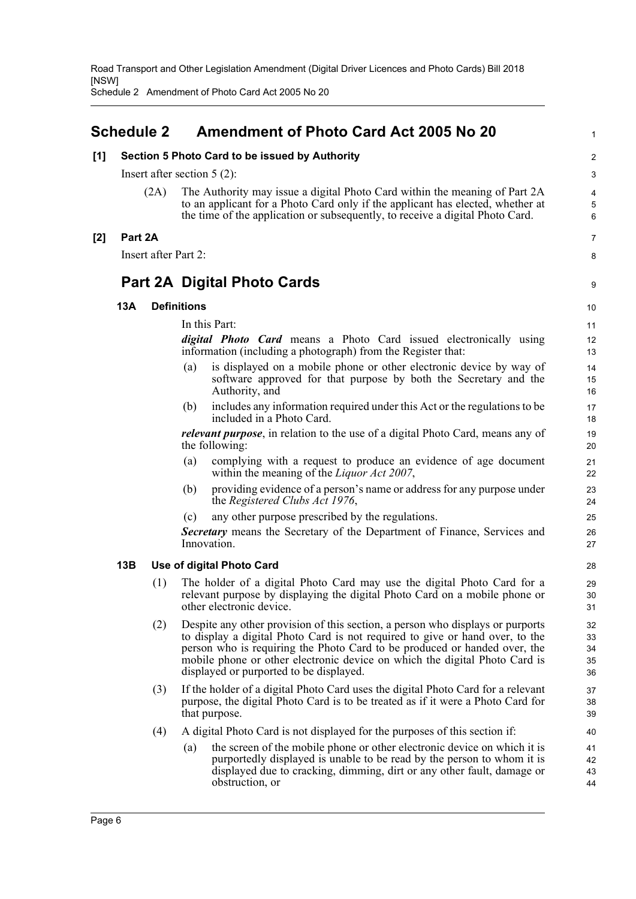## Schedule 2 Amendment of Photo Card Act 2005 No 20

**[1] Section 5 Photo Card to be issued by Authority**

Insert after section 5 (2):

(2A) The Authority may issue a digital Photo Card within the meaning of Part 2A to an applicant for a Photo Card only if the applicant has elected, whether at the time of the application or subsequently, to receive a digital Photo Card.

**[2] Part 2A**

Insert after Part 2:

## Part 2A Digital Photo Cards

### 13A Definitions

In this Part:

***digital Photo Card*** means a Photo Card issued electronically using information (including a photograph) from the Register that:

(a) is displayed on a mobile phone or other electronic device by way of software approved for that purpose by both the Secretary and the Authority, and

(b) includes any information required under this Act or the regulations to be included in a Photo Card.

***relevant purpose***, in relation to the use of a digital Photo Card, means any of the following:

(a) complying with a request to produce an evidence of age document within the meaning of the *Liquor Act 2007*,

(b) providing evidence of a person's name or address for any purpose under the *Registered Clubs Act 1976*,

(c) any other purpose prescribed by the regulations.

***Secretary*** means the Secretary of the Department of Finance, Services and Innovation.

### 13B Use of digital Photo Card

(1) The holder of a digital Photo Card may use the digital Photo Card for a relevant purpose by displaying the digital Photo Card on a mobile phone or other electronic device.

(2) Despite any other provision of this section, a person who displays or purports to display a digital Photo Card is not required to give or hand over, to the person who is requiring the Photo Card to be produced or handed over, the mobile phone or other electronic device on which the digital Photo Card is displayed or purported to be displayed.

(3) If the holder of a digital Photo Card uses the digital Photo Card for a relevant purpose, the digital Photo Card is to be treated as if it were a Photo Card for that purpose.

(4) A digital Photo Card is not displayed for the purposes of this section if:

(a) the screen of the mobile phone or other electronic device on which it is purportedly displayed is unable to be read by the person to whom it is displayed due to cracking, dimming, dirt or any other fault, damage or obstruction, or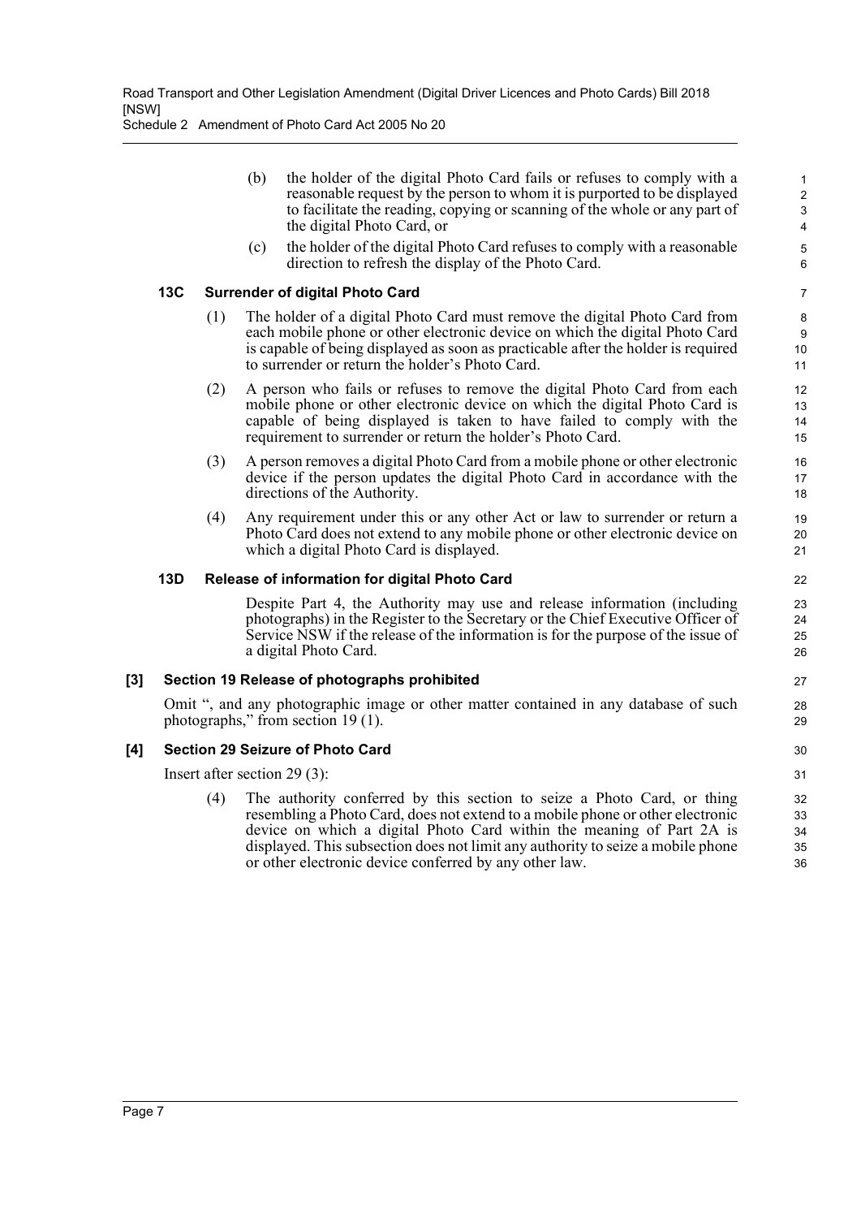(b) the holder of the digital Photo Card fails or refuses to comply with a reasonable request by the person to whom it is purported to be displayed to facilitate the reading, copying or scanning of the whole or any part of the digital Photo Card, or

(c) the holder of the digital Photo Card refuses to comply with a reasonable direction to refresh the display of the Photo Card.

#### 13C Surrender of digital Photo Card

(1) The holder of a digital Photo Card must remove the digital Photo Card from each mobile phone or other electronic device on which the digital Photo Card is capable of being displayed as soon as practicable after the holder is required to surrender or return the holder's Photo Card.

(2) A person who fails or refuses to remove the digital Photo Card from each mobile phone or other electronic device on which the digital Photo Card is capable of being displayed is taken to have failed to comply with the requirement to surrender or return the holder's Photo Card.

(3) A person removes a digital Photo Card from a mobile phone or other electronic device if the person updates the digital Photo Card in accordance with the directions of the Authority.

(4) Any requirement under this or any other Act or law to surrender or return a Photo Card does not extend to any mobile phone or other electronic device on which a digital Photo Card is displayed.

#### 13D Release of information for digital Photo Card

Despite Part 4, the Authority may use and release information (including photographs) in the Register to the Secretary or the Chief Executive Officer of Service NSW if the release of the information is for the purpose of the issue of a digital Photo Card.

### [3] Section 19 Release of photographs prohibited

Omit ", and any photographic image or other matter contained in any database of such photographs," from section 19 (1).

### [4] Section 29 Seizure of Photo Card

Insert after section 29 (3):

(4) The authority conferred by this section to seize a Photo Card, or thing resembling a Photo Card, does not extend to a mobile phone or other electronic device on which a digital Photo Card within the meaning of Part 2A is displayed. This subsection does not limit any authority to seize a mobile phone or other electronic device conferred by any other law.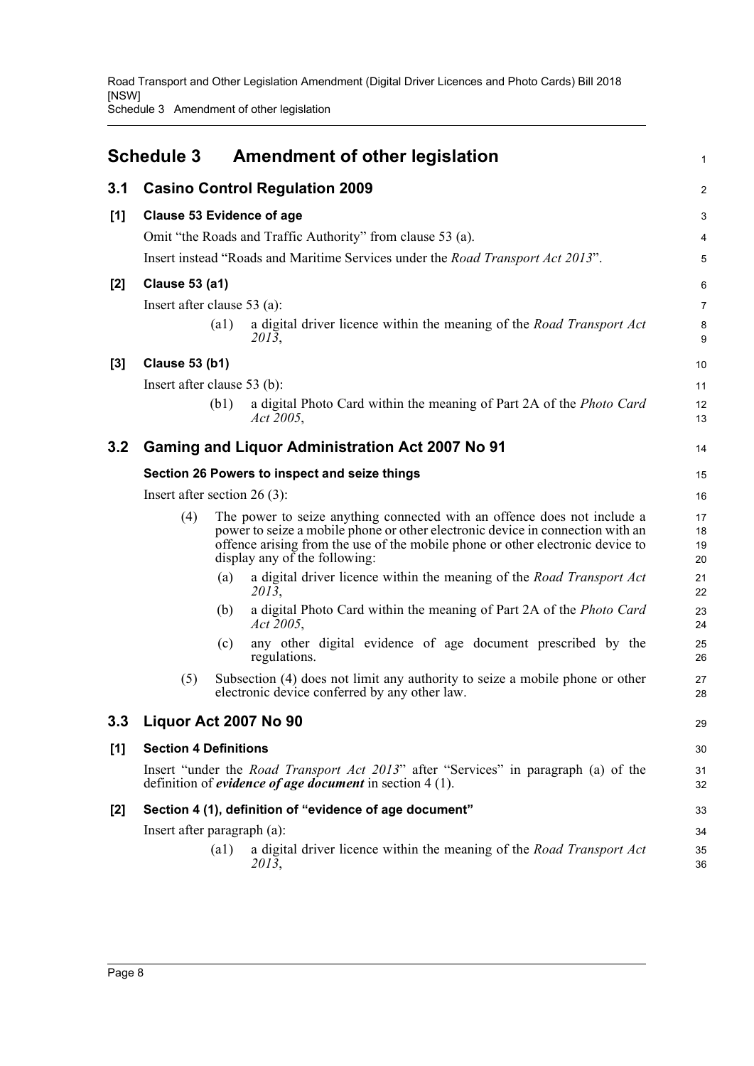# Schedule 3 Amendment of other legislation

## 3.1 Casino Control Regulation 2009

### [1] Clause 53 Evidence of age

Omit "the Roads and Traffic Authority" from clause 53 (a).

Insert instead "Roads and Maritime Services under the *Road Transport Act 2013*".

### [2] Clause 53 (a1)

Insert after clause 53 (a):

> (a1) a digital driver licence within the meaning of the *Road Transport Act 2013*,

### [3] Clause 53 (b1)

Insert after clause 53 (b):

> (b1) a digital Photo Card within the meaning of Part 2A of the *Photo Card Act 2005*,

## 3.2 Gaming and Liquor Administration Act 2007 No 91

### Section 26 Powers to inspect and seize things

Insert after section 26 (3):

> (4) The power to seize anything connected with an offence does not include a power to seize a mobile phone or other electronic device in connection with an offence arising from the use of the mobile phone or other electronic device to display any of the following:
>
> (a) a digital driver licence within the meaning of the *Road Transport Act 2013*,
>
> (b) a digital Photo Card within the meaning of Part 2A of the *Photo Card Act 2005*,
>
> (c) any other digital evidence of age document prescribed by the regulations.
>
> (5) Subsection (4) does not limit any authority to seize a mobile phone or other electronic device conferred by any other law.

## 3.3 Liquor Act 2007 No 90

### [1] Section 4 Definitions

Insert "under the *Road Transport Act 2013*" after "Services" in paragraph (a) of the definition of ***evidence of age document*** in section 4 (1).

### [2] Section 4 (1), definition of "evidence of age document"

Insert after paragraph (a):

> (a1) a digital driver licence within the meaning of the *Road Transport Act 2013*,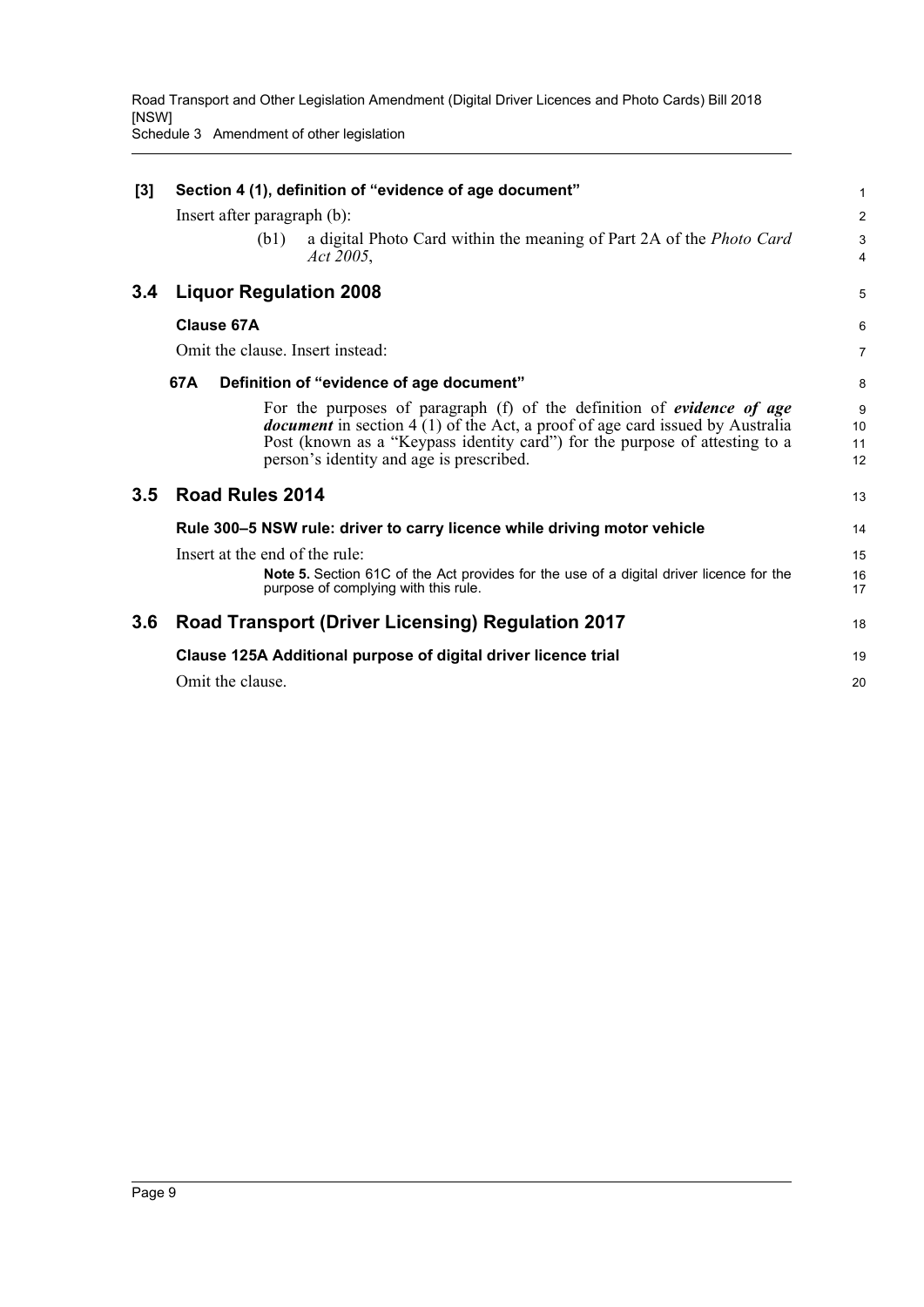**[3] Section 4 (1), definition of "evidence of age document"**

Insert after paragraph (b):

(b1) a digital Photo Card within the meaning of Part 2A of the *Photo Card Act 2005*,

## 3.4 Liquor Regulation 2008

**Clause 67A**

Omit the clause. Insert instead:

**67A Definition of "evidence of age document"**

For the purposes of paragraph (f) of the definition of ***evidence of age document*** in section 4 (1) of the Act, a proof of age card issued by Australia Post (known as a "Keypass identity card") for the purpose of attesting to a person's identity and age is prescribed.

## 3.5 Road Rules 2014

**Rule 300–5 NSW rule: driver to carry licence while driving motor vehicle**

Insert at the end of the rule:

**Note 5.** Section 61C of the Act provides for the use of a digital driver licence for the purpose of complying with this rule.

## 3.6 Road Transport (Driver Licensing) Regulation 2017

**Clause 125A Additional purpose of digital driver licence trial**

Omit the clause.